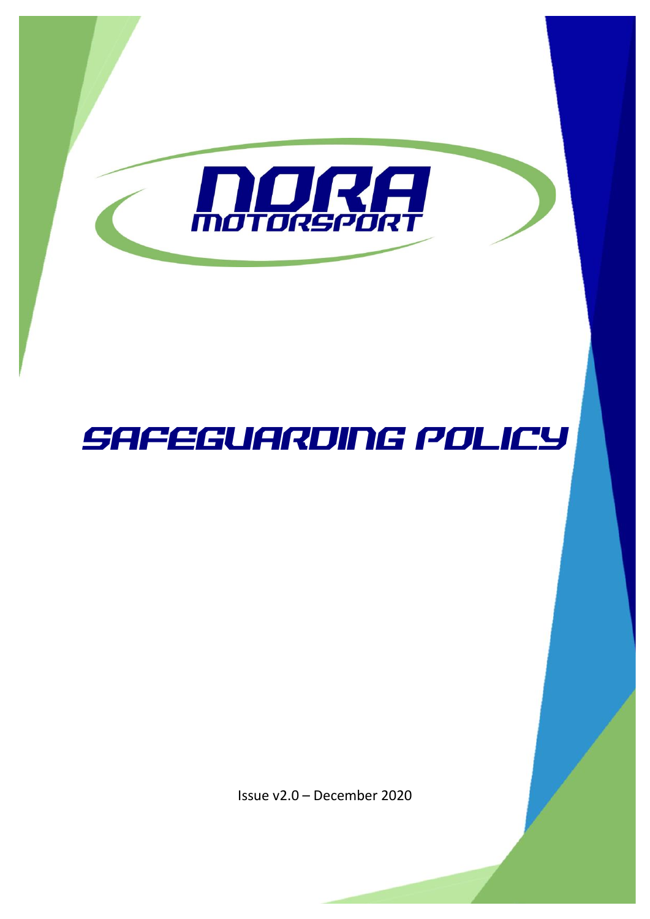# NORA MOTORSPORT

# SAFEGUARDING POLICY

Issue v2.0 – December 2020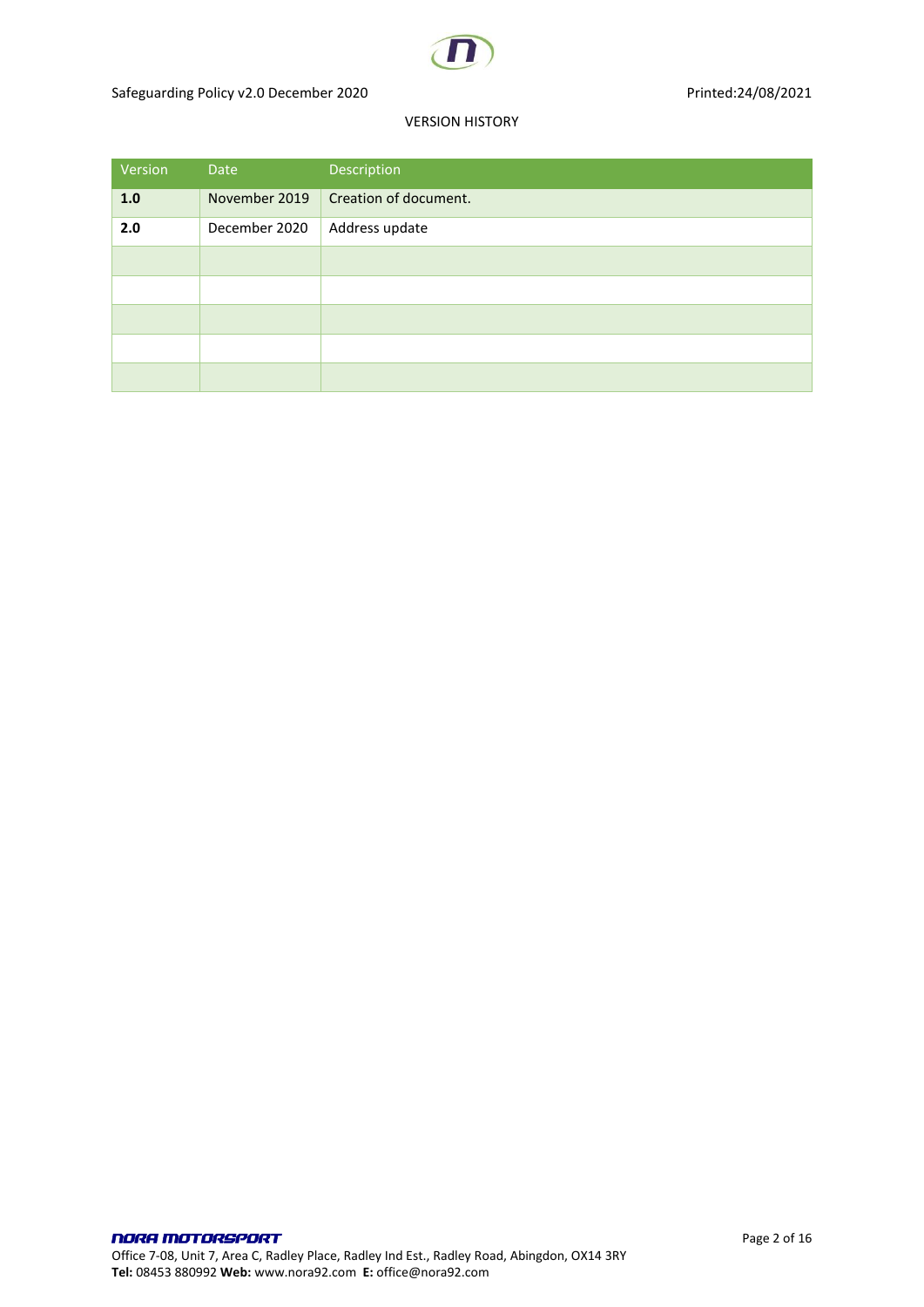VERSION HISTORY

| Version | Date | Description |
| --- | --- | --- |
| **1.0** | November 2019 | Creation of document. |
| **2.0** | December 2020 | Address update |
| | | |
| | | |
| | | |
| | | |
| | | |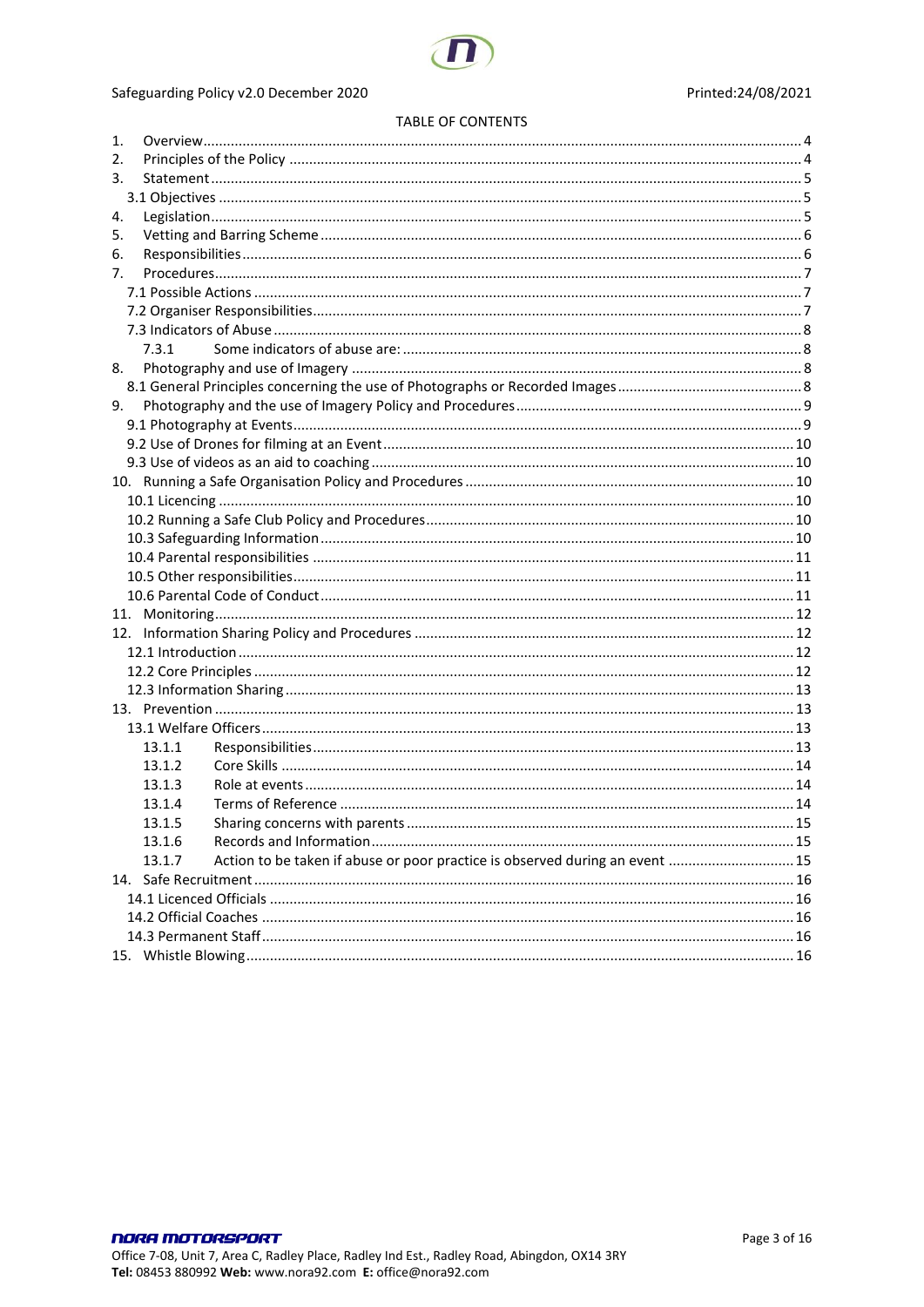TABLE OF CONTENTS

1. Overview ... 4
2. Principles of the Policy ... 4
3. Statement ... 5
   - 3.1 Objectives ... 5
4. Legislation ... 5
5. Vetting and Barring Scheme ... 6
6. Responsibilities ... 6
7. Procedures ... 7
   - 7.1 Possible Actions ... 7
   - 7.2 Organiser Responsibilities ... 7
   - 7.3 Indicators of Abuse ... 8
     - 7.3.1 Some indicators of abuse are: ... 8
8. Photography and use of Imagery ... 8
   - 8.1 General Principles concerning the use of Photographs or Recorded Images ... 8
9. Photography and the use of Imagery Policy and Procedures ... 9
   - 9.1 Photography at Events ... 9
   - 9.2 Use of Drones for filming at an Event ... 10
   - 9.3 Use of videos as an aid to coaching ... 10
10. Running a Safe Organisation Policy and Procedures ... 10
    - 10.1 Licencing ... 10
    - 10.2 Running a Safe Club Policy and Procedures ... 10
    - 10.3 Safeguarding Information ... 10
    - 10.4 Parental responsibilities ... 11
    - 10.5 Other responsibilities ... 11
    - 10.6 Parental Code of Conduct ... 11
11. Monitoring ... 12
12. Information Sharing Policy and Procedures ... 12
    - 12.1 Introduction ... 12
    - 12.2 Core Principles ... 12
    - 12.3 Information Sharing ... 13
13. Prevention ... 13
    - 13.1 Welfare Officers ... 13
      - 13.1.1 Responsibilities ... 13
      - 13.1.2 Core Skills ... 14
      - 13.1.3 Role at events ... 14
      - 13.1.4 Terms of Reference ... 14
      - 13.1.5 Sharing concerns with parents ... 15
      - 13.1.6 Records and Information ... 15
      - 13.1.7 Action to be taken if abuse or poor practice is observed during an event ... 15
14. Safe Recruitment ... 16
    - 14.1 Licenced Officials ... 16
    - 14.2 Official Coaches ... 16
    - 14.3 Permanent Staff ... 16
15. Whistle Blowing ... 16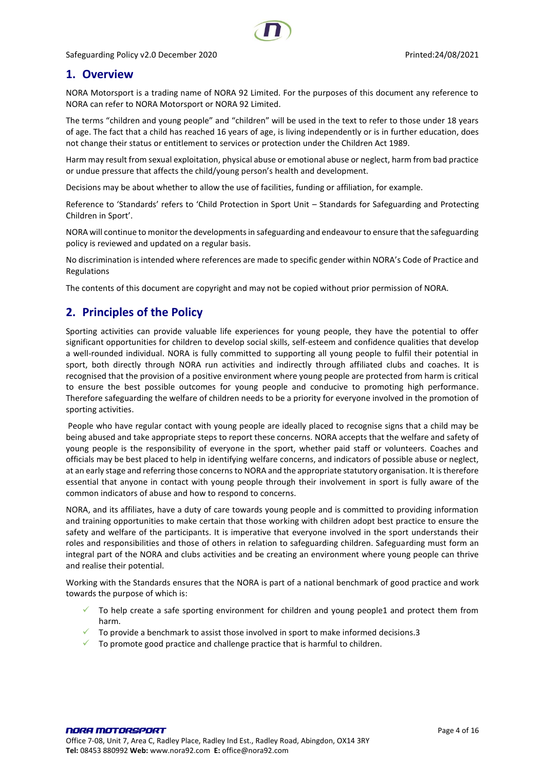## 1. Overview

NORA Motorsport is a trading name of NORA 92 Limited. For the purposes of this document any reference to NORA can refer to NORA Motorsport or NORA 92 Limited.

The terms "children and young people" and "children" will be used in the text to refer to those under 18 years of age. The fact that a child has reached 16 years of age, is living independently or is in further education, does not change their status or entitlement to services or protection under the Children Act 1989.

Harm may result from sexual exploitation, physical abuse or emotional abuse or neglect, harm from bad practice or undue pressure that affects the child/young person's health and development.

Decisions may be about whether to allow the use of facilities, funding or affiliation, for example.

Reference to 'Standards' refers to 'Child Protection in Sport Unit – Standards for Safeguarding and Protecting Children in Sport'.

NORA will continue to monitor the developments in safeguarding and endeavour to ensure that the safeguarding policy is reviewed and updated on a regular basis.

No discrimination is intended where references are made to specific gender within NORA's Code of Practice and Regulations

The contents of this document are copyright and may not be copied without prior permission of NORA.

## 2. Principles of the Policy

Sporting activities can provide valuable life experiences for young people, they have the potential to offer significant opportunities for children to develop social skills, self-esteem and confidence qualities that develop a well-rounded individual. NORA is fully committed to supporting all young people to fulfil their potential in sport, both directly through NORA run activities and indirectly through affiliated clubs and coaches. It is recognised that the provision of a positive environment where young people are protected from harm is critical to ensure the best possible outcomes for young people and conducive to promoting high performance. Therefore safeguarding the welfare of children needs to be a priority for everyone involved in the promotion of sporting activities.

People who have regular contact with young people are ideally placed to recognise signs that a child may be being abused and take appropriate steps to report these concerns. NORA accepts that the welfare and safety of young people is the responsibility of everyone in the sport, whether paid staff or volunteers. Coaches and officials may be best placed to help in identifying welfare concerns, and indicators of possible abuse or neglect, at an early stage and referring those concerns to NORA and the appropriate statutory organisation. It is therefore essential that anyone in contact with young people through their involvement in sport is fully aware of the common indicators of abuse and how to respond to concerns.

NORA, and its affiliates, have a duty of care towards young people and is committed to providing information and training opportunities to make certain that those working with children adopt best practice to ensure the safety and welfare of the participants. It is imperative that everyone involved in the sport understands their roles and responsibilities and those of others in relation to safeguarding children. Safeguarding must form an integral part of the NORA and clubs activities and be creating an environment where young people can thrive and realise their potential.

Working with the Standards ensures that the NORA is part of a national benchmark of good practice and work towards the purpose of which is:

- To help create a safe sporting environment for children and young people1 and protect them from harm.
- To provide a benchmark to assist those involved in sport to make informed decisions.3
- To promote good practice and challenge practice that is harmful to children.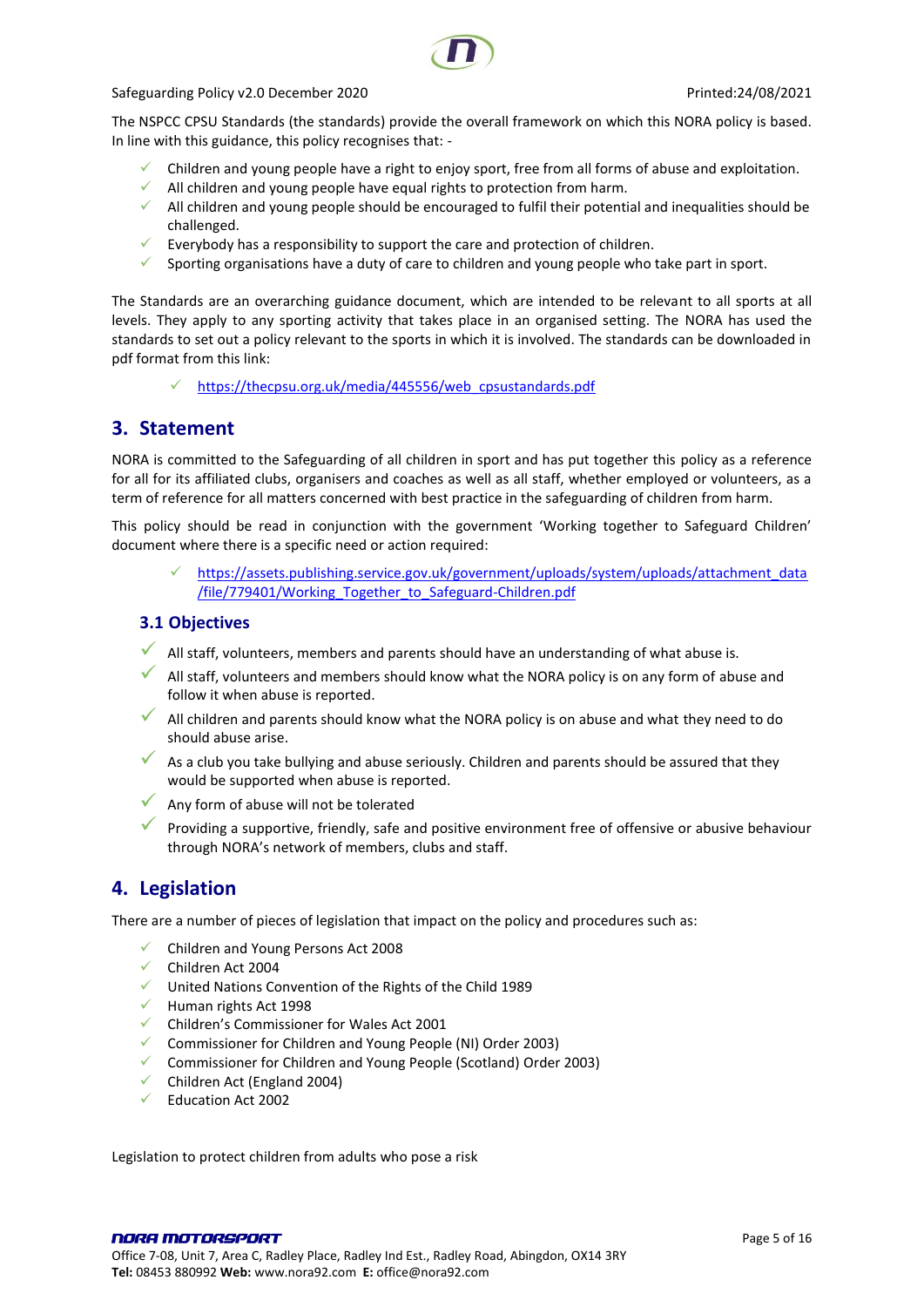The NSPCC CPSU Standards (the standards) provide the overall framework on which this NORA policy is based. In line with this guidance, this policy recognises that: -

- Children and young people have a right to enjoy sport, free from all forms of abuse and exploitation.
- All children and young people have equal rights to protection from harm.
- All children and young people should be encouraged to fulfil their potential and inequalities should be challenged.
- Everybody has a responsibility to support the care and protection of children.
- Sporting organisations have a duty of care to children and young people who take part in sport.

The Standards are an overarching guidance document, which are intended to be relevant to all sports at all levels. They apply to any sporting activity that takes place in an organised setting. The NORA has used the standards to set out a policy relevant to the sports in which it is involved. The standards can be downloaded in pdf format from this link:

- https://thecpsu.org.uk/media/445556/web_cpsustandards.pdf

## 3. Statement

NORA is committed to the Safeguarding of all children in sport and has put together this policy as a reference for all for its affiliated clubs, organisers and coaches as well as all staff, whether employed or volunteers, as a term of reference for all matters concerned with best practice in the safeguarding of children from harm.

This policy should be read in conjunction with the government 'Working together to Safeguard Children' document where there is a specific need or action required:

- https://assets.publishing.service.gov.uk/government/uploads/system/uploads/attachment_data/file/779401/Working_Together_to_Safeguard-Children.pdf

### 3.1 Objectives

- All staff, volunteers, members and parents should have an understanding of what abuse is.
- All staff, volunteers and members should know what the NORA policy is on any form of abuse and follow it when abuse is reported.
- All children and parents should know what the NORA policy is on abuse and what they need to do should abuse arise.
- As a club you take bullying and abuse seriously. Children and parents should be assured that they would be supported when abuse is reported.
- Any form of abuse will not be tolerated
- Providing a supportive, friendly, safe and positive environment free of offensive or abusive behaviour through NORA's network of members, clubs and staff.

## 4. Legislation

There are a number of pieces of legislation that impact on the policy and procedures such as:

- Children and Young Persons Act 2008
- Children Act 2004
- United Nations Convention of the Rights of the Child 1989
- Human rights Act 1998
- Children's Commissioner for Wales Act 2001
- Commissioner for Children and Young People (NI) Order 2003)
- Commissioner for Children and Young People (Scotland) Order 2003)
- Children Act (England 2004)
- Education Act 2002

Legislation to protect children from adults who pose a risk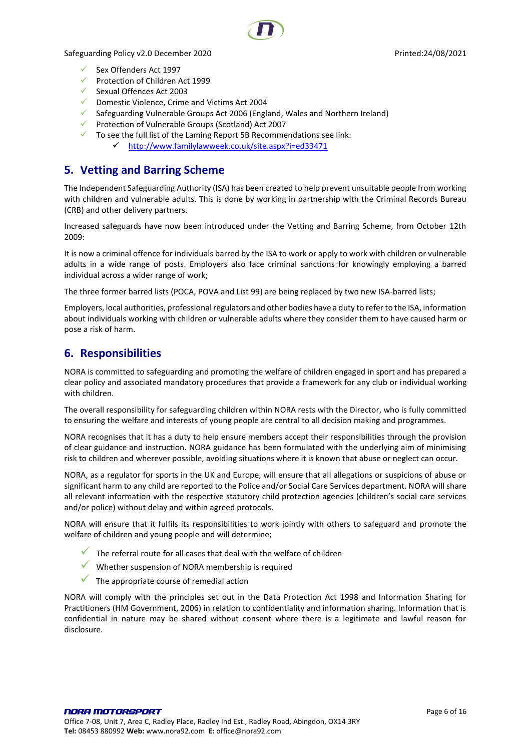- Sex Offenders Act 1997
- Protection of Children Act 1999
- Sexual Offences Act 2003
- Domestic Violence, Crime and Victims Act 2004
- Safeguarding Vulnerable Groups Act 2006 (England, Wales and Northern Ireland)
- Protection of Vulnerable Groups (Scotland) Act 2007
- To see the full list of the Laming Report 5B Recommendations see link:
  - http://www.familylawweek.co.uk/site.aspx?i=ed33471

## 5. Vetting and Barring Scheme

The Independent Safeguarding Authority (ISA) has been created to help prevent unsuitable people from working with children and vulnerable adults. This is done by working in partnership with the Criminal Records Bureau (CRB) and other delivery partners.

Increased safeguards have now been introduced under the Vetting and Barring Scheme, from October 12th 2009:

It is now a criminal offence for individuals barred by the ISA to work or apply to work with children or vulnerable adults in a wide range of posts. Employers also face criminal sanctions for knowingly employing a barred individual across a wider range of work;

The three former barred lists (POCA, POVA and List 99) are being replaced by two new ISA-barred lists;

Employers, local authorities, professional regulators and other bodies have a duty to refer to the ISA, information about individuals working with children or vulnerable adults where they consider them to have caused harm or pose a risk of harm.

## 6. Responsibilities

NORA is committed to safeguarding and promoting the welfare of children engaged in sport and has prepared a clear policy and associated mandatory procedures that provide a framework for any club or individual working with children.

The overall responsibility for safeguarding children within NORA rests with the Director, who is fully committed to ensuring the welfare and interests of young people are central to all decision making and programmes.

NORA recognises that it has a duty to help ensure members accept their responsibilities through the provision of clear guidance and instruction. NORA guidance has been formulated with the underlying aim of minimising risk to children and wherever possible, avoiding situations where it is known that abuse or neglect can occur.

NORA, as a regulator for sports in the UK and Europe, will ensure that all allegations or suspicions of abuse or significant harm to any child are reported to the Police and/or Social Care Services department. NORA will share all relevant information with the respective statutory child protection agencies (children's social care services and/or police) without delay and within agreed protocols.

NORA will ensure that it fulfils its responsibilities to work jointly with others to safeguard and promote the welfare of children and young people and will determine;

- The referral route for all cases that deal with the welfare of children
- Whether suspension of NORA membership is required
- The appropriate course of remedial action

NORA will comply with the principles set out in the Data Protection Act 1998 and Information Sharing for Practitioners (HM Government, 2006) in relation to confidentiality and information sharing. Information that is confidential in nature may be shared without consent where there is a legitimate and lawful reason for disclosure.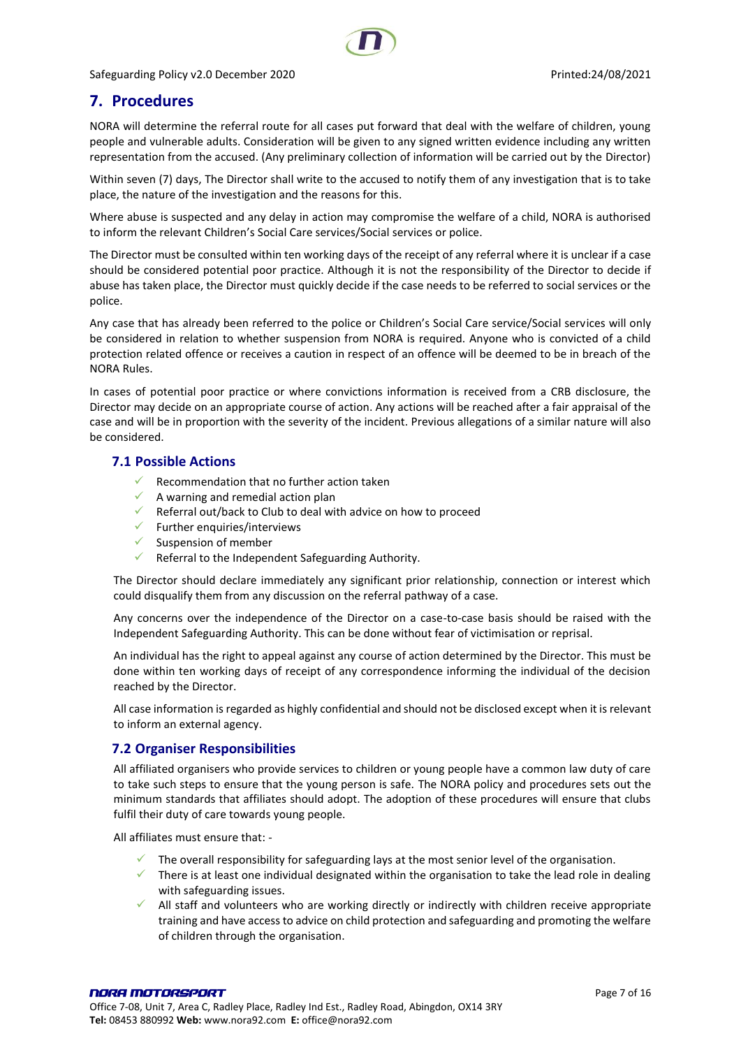## 7. Procedures

NORA will determine the referral route for all cases put forward that deal with the welfare of children, young people and vulnerable adults. Consideration will be given to any signed written evidence including any written representation from the accused. (Any preliminary collection of information will be carried out by the Director)

Within seven (7) days, The Director shall write to the accused to notify them of any investigation that is to take place, the nature of the investigation and the reasons for this.

Where abuse is suspected and any delay in action may compromise the welfare of a child, NORA is authorised to inform the relevant Children's Social Care services/Social services or police.

The Director must be consulted within ten working days of the receipt of any referral where it is unclear if a case should be considered potential poor practice. Although it is not the responsibility of the Director to decide if abuse has taken place, the Director must quickly decide if the case needs to be referred to social services or the police.

Any case that has already been referred to the police or Children's Social Care service/Social services will only be considered in relation to whether suspension from NORA is required. Anyone who is convicted of a child protection related offence or receives a caution in respect of an offence will be deemed to be in breach of the NORA Rules.

In cases of potential poor practice or where convictions information is received from a CRB disclosure, the Director may decide on an appropriate course of action. Any actions will be reached after a fair appraisal of the case and will be in proportion with the severity of the incident. Previous allegations of a similar nature will also be considered.

### 7.1 Possible Actions

- ✓ Recommendation that no further action taken
- ✓ A warning and remedial action plan
- ✓ Referral out/back to Club to deal with advice on how to proceed
- ✓ Further enquiries/interviews
- ✓ Suspension of member
- ✓ Referral to the Independent Safeguarding Authority.

The Director should declare immediately any significant prior relationship, connection or interest which could disqualify them from any discussion on the referral pathway of a case.

Any concerns over the independence of the Director on a case-to-case basis should be raised with the Independent Safeguarding Authority. This can be done without fear of victimisation or reprisal.

An individual has the right to appeal against any course of action determined by the Director. This must be done within ten working days of receipt of any correspondence informing the individual of the decision reached by the Director.

All case information is regarded as highly confidential and should not be disclosed except when it is relevant to inform an external agency.

### 7.2 Organiser Responsibilities

All affiliated organisers who provide services to children or young people have a common law duty of care to take such steps to ensure that the young person is safe. The NORA policy and procedures sets out the minimum standards that affiliates should adopt. The adoption of these procedures will ensure that clubs fulfil their duty of care towards young people.

All affiliates must ensure that: -

- ✓ The overall responsibility for safeguarding lays at the most senior level of the organisation.
- ✓ There is at least one individual designated within the organisation to take the lead role in dealing with safeguarding issues.
- ✓ All staff and volunteers who are working directly or indirectly with children receive appropriate training and have access to advice on child protection and safeguarding and promoting the welfare of children through the organisation.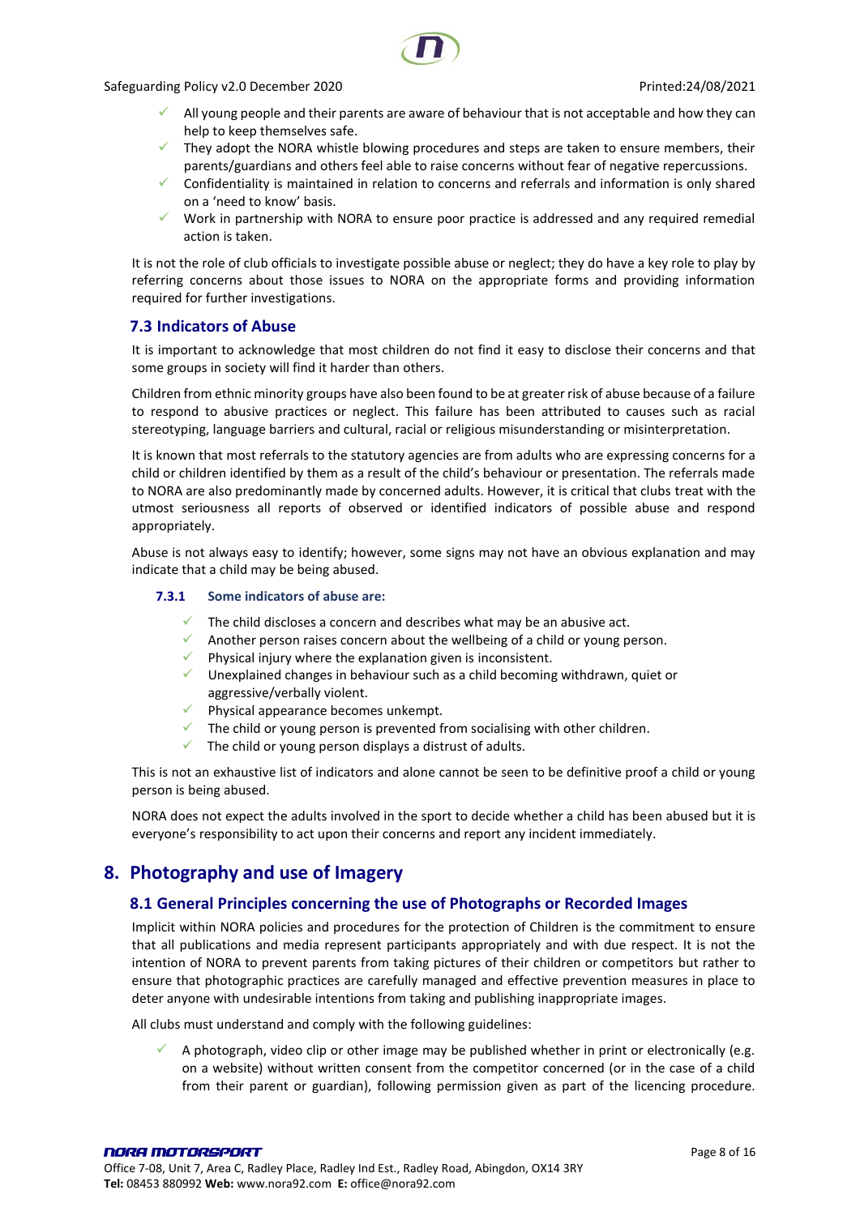- All young people and their parents are aware of behaviour that is not acceptable and how they can help to keep themselves safe.
- They adopt the NORA whistle blowing procedures and steps are taken to ensure members, their parents/guardians and others feel able to raise concerns without fear of negative repercussions.
- Confidentiality is maintained in relation to concerns and referrals and information is only shared on a 'need to know' basis.
- Work in partnership with NORA to ensure poor practice is addressed and any required remedial action is taken.

It is not the role of club officials to investigate possible abuse or neglect; they do have a key role to play by referring concerns about those issues to NORA on the appropriate forms and providing information required for further investigations.

### 7.3 Indicators of Abuse

It is important to acknowledge that most children do not find it easy to disclose their concerns and that some groups in society will find it harder than others.

Children from ethnic minority groups have also been found to be at greater risk of abuse because of a failure to respond to abusive practices or neglect. This failure has been attributed to causes such as racial stereotyping, language barriers and cultural, racial or religious misunderstanding or misinterpretation.

It is known that most referrals to the statutory agencies are from adults who are expressing concerns for a child or children identified by them as a result of the child's behaviour or presentation. The referrals made to NORA are also predominantly made by concerned adults. However, it is critical that clubs treat with the utmost seriousness all reports of observed or identified indicators of possible abuse and respond appropriately.

Abuse is not always easy to identify; however, some signs may not have an obvious explanation and may indicate that a child may be being abused.

#### 7.3.1 Some indicators of abuse are:

- The child discloses a concern and describes what may be an abusive act.
- Another person raises concern about the wellbeing of a child or young person.
- Physical injury where the explanation given is inconsistent.
- Unexplained changes in behaviour such as a child becoming withdrawn, quiet or aggressive/verbally violent.
- Physical appearance becomes unkempt.
- The child or young person is prevented from socialising with other children.
- The child or young person displays a distrust of adults.

This is not an exhaustive list of indicators and alone cannot be seen to be definitive proof a child or young person is being abused.

NORA does not expect the adults involved in the sport to decide whether a child has been abused but it is everyone's responsibility to act upon their concerns and report any incident immediately.

## 8. Photography and use of Imagery

### 8.1 General Principles concerning the use of Photographs or Recorded Images

Implicit within NORA policies and procedures for the protection of Children is the commitment to ensure that all publications and media represent participants appropriately and with due respect. It is not the intention of NORA to prevent parents from taking pictures of their children or competitors but rather to ensure that photographic practices are carefully managed and effective prevention measures in place to deter anyone with undesirable intentions from taking and publishing inappropriate images.

All clubs must understand and comply with the following guidelines:

- A photograph, video clip or other image may be published whether in print or electronically (e.g. on a website) without written consent from the competitor concerned (or in the case of a child from their parent or guardian), following permission given as part of the licencing procedure.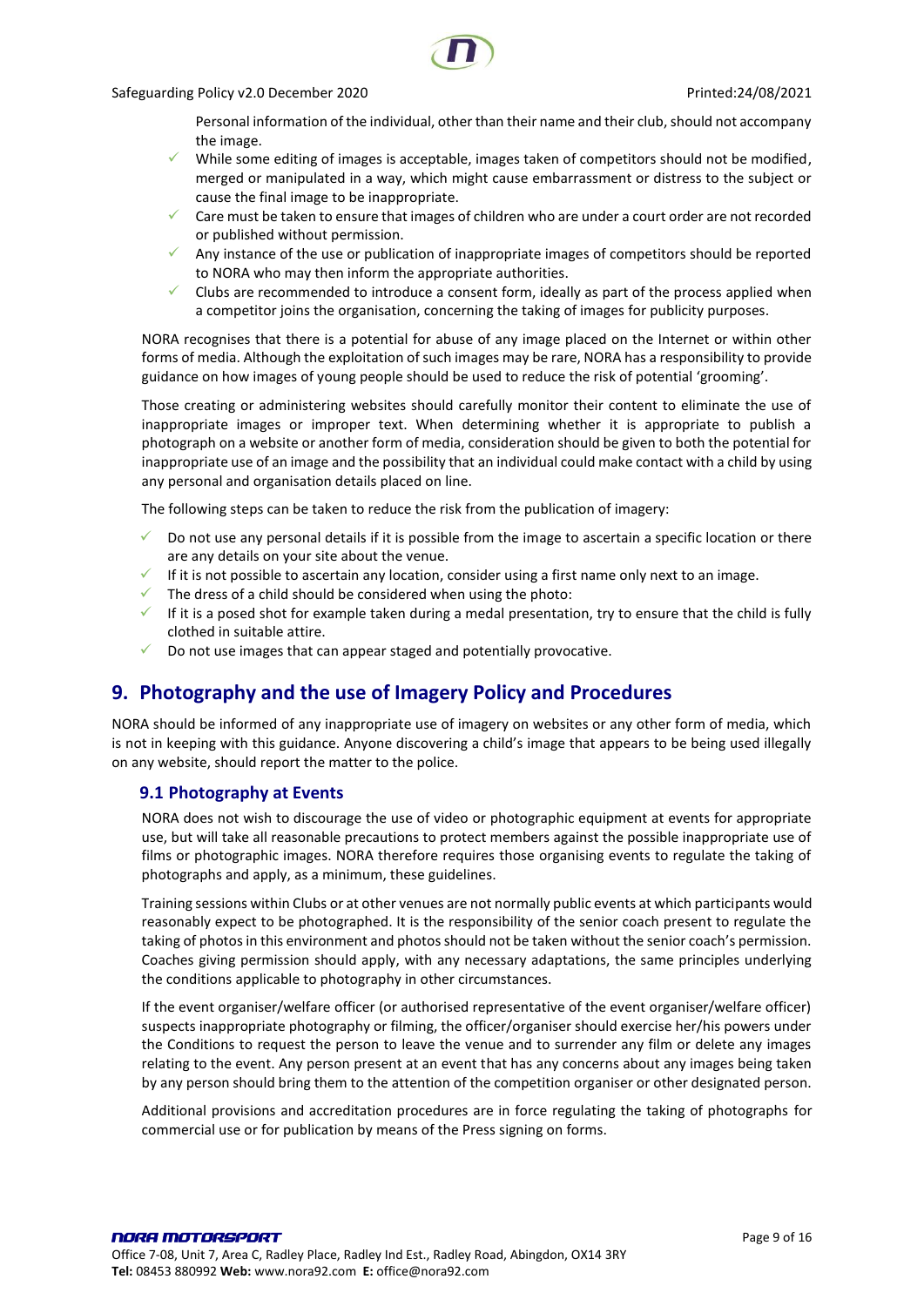Personal information of the individual, other than their name and their club, should not accompany the image.

- While some editing of images is acceptable, images taken of competitors should not be modified, merged or manipulated in a way, which might cause embarrassment or distress to the subject or cause the final image to be inappropriate.
- Care must be taken to ensure that images of children who are under a court order are not recorded or published without permission.
- Any instance of the use or publication of inappropriate images of competitors should be reported to NORA who may then inform the appropriate authorities.
- Clubs are recommended to introduce a consent form, ideally as part of the process applied when a competitor joins the organisation, concerning the taking of images for publicity purposes.

NORA recognises that there is a potential for abuse of any image placed on the Internet or within other forms of media. Although the exploitation of such images may be rare, NORA has a responsibility to provide guidance on how images of young people should be used to reduce the risk of potential 'grooming'.

Those creating or administering websites should carefully monitor their content to eliminate the use of inappropriate images or improper text. When determining whether it is appropriate to publish a photograph on a website or another form of media, consideration should be given to both the potential for inappropriate use of an image and the possibility that an individual could make contact with a child by using any personal and organisation details placed on line.

The following steps can be taken to reduce the risk from the publication of imagery:

- Do not use any personal details if it is possible from the image to ascertain a specific location or there are any details on your site about the venue.
- If it is not possible to ascertain any location, consider using a first name only next to an image.
- The dress of a child should be considered when using the photo:
- If it is a posed shot for example taken during a medal presentation, try to ensure that the child is fully clothed in suitable attire.
- Do not use images that can appear staged and potentially provocative.

## 9. Photography and the use of Imagery Policy and Procedures

NORA should be informed of any inappropriate use of imagery on websites or any other form of media, which is not in keeping with this guidance. Anyone discovering a child's image that appears to be being used illegally on any website, should report the matter to the police.

### 9.1 Photography at Events

NORA does not wish to discourage the use of video or photographic equipment at events for appropriate use, but will take all reasonable precautions to protect members against the possible inappropriate use of films or photographic images. NORA therefore requires those organising events to regulate the taking of photographs and apply, as a minimum, these guidelines.

Training sessions within Clubs or at other venues are not normally public events at which participants would reasonably expect to be photographed. It is the responsibility of the senior coach present to regulate the taking of photos in this environment and photos should not be taken without the senior coach's permission. Coaches giving permission should apply, with any necessary adaptations, the same principles underlying the conditions applicable to photography in other circumstances.

If the event organiser/welfare officer (or authorised representative of the event organiser/welfare officer) suspects inappropriate photography or filming, the officer/organiser should exercise her/his powers under the Conditions to request the person to leave the venue and to surrender any film or delete any images relating to the event. Any person present at an event that has any concerns about any images being taken by any person should bring them to the attention of the competition organiser or other designated person.

Additional provisions and accreditation procedures are in force regulating the taking of photographs for commercial use or for publication by means of the Press signing on forms.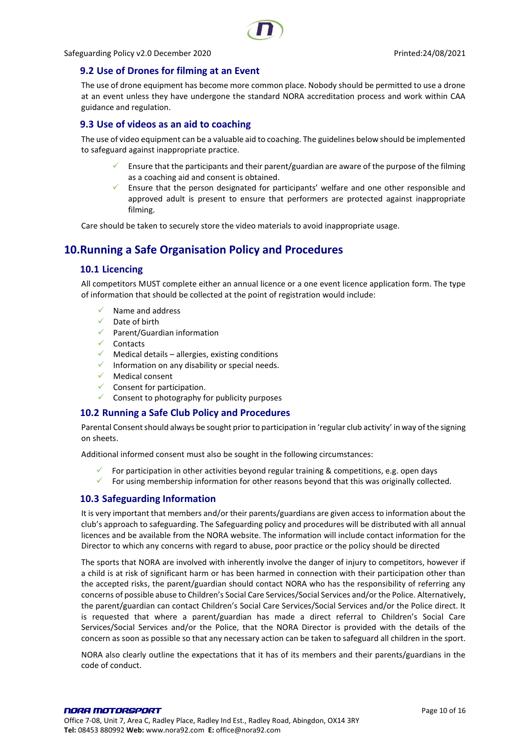### 9.2 Use of Drones for filming at an Event

The use of drone equipment has become more common place. Nobody should be permitted to use a drone at an event unless they have undergone the standard NORA accreditation process and work within CAA guidance and regulation.

### 9.3 Use of videos as an aid to coaching

The use of video equipment can be a valuable aid to coaching. The guidelines below should be implemented to safeguard against inappropriate practice.

- Ensure that the participants and their parent/guardian are aware of the purpose of the filming as a coaching aid and consent is obtained.
- Ensure that the person designated for participants' welfare and one other responsible and approved adult is present to ensure that performers are protected against inappropriate filming.

Care should be taken to securely store the video materials to avoid inappropriate usage.

## 10. Running a Safe Organisation Policy and Procedures

### 10.1 Licencing

All competitors MUST complete either an annual licence or a one event licence application form. The type of information that should be collected at the point of registration would include:

- Name and address
- Date of birth
- Parent/Guardian information
- Contacts
- Medical details – allergies, existing conditions
- Information on any disability or special needs.
- Medical consent
- Consent for participation.
- Consent to photography for publicity purposes

### 10.2 Running a Safe Club Policy and Procedures

Parental Consent should always be sought prior to participation in 'regular club activity' in way of the signing on sheets.

Additional informed consent must also be sought in the following circumstances:

- For participation in other activities beyond regular training & competitions, e.g. open days
- For using membership information for other reasons beyond that this was originally collected.

### 10.3 Safeguarding Information

It is very important that members and/or their parents/guardians are given access to information about the club's approach to safeguarding. The Safeguarding policy and procedures will be distributed with all annual licences and be available from the NORA website. The information will include contact information for the Director to which any concerns with regard to abuse, poor practice or the policy should be directed

The sports that NORA are involved with inherently involve the danger of injury to competitors, however if a child is at risk of significant harm or has been harmed in connection with their participation other than the accepted risks, the parent/guardian should contact NORA who has the responsibility of referring any concerns of possible abuse to Children's Social Care Services/Social Services and/or the Police. Alternatively, the parent/guardian can contact Children's Social Care Services/Social Services and/or the Police direct. It is requested that where a parent/guardian has made a direct referral to Children's Social Care Services/Social Services and/or the Police, that the NORA Director is provided with the details of the concern as soon as possible so that any necessary action can be taken to safeguard all children in the sport.

NORA also clearly outline the expectations that it has of its members and their parents/guardians in the code of conduct.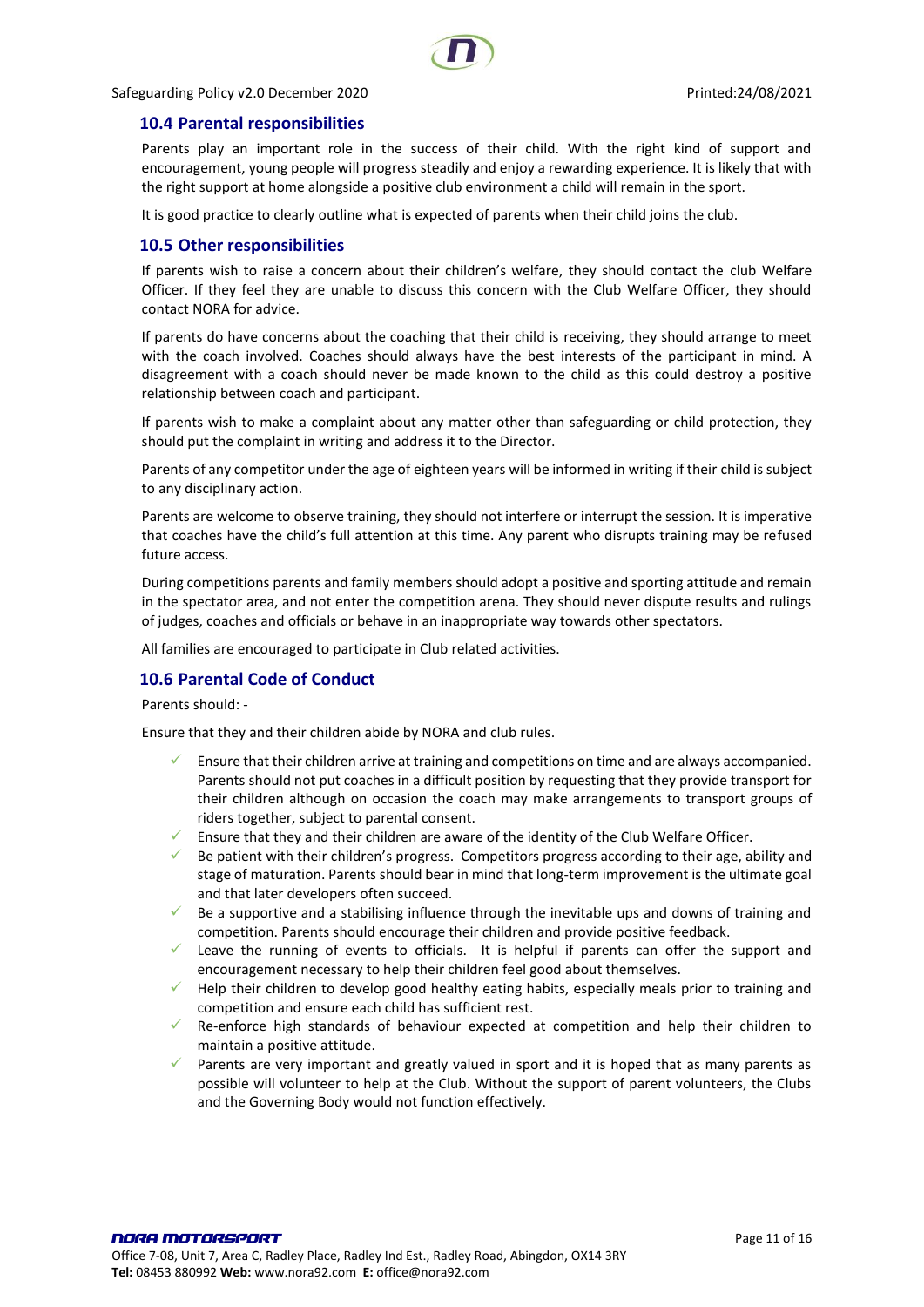## 10.4 Parental responsibilities

Parents play an important role in the success of their child. With the right kind of support and encouragement, young people will progress steadily and enjoy a rewarding experience. It is likely that with the right support at home alongside a positive club environment a child will remain in the sport.

It is good practice to clearly outline what is expected of parents when their child joins the club.

## 10.5 Other responsibilities

If parents wish to raise a concern about their children's welfare, they should contact the club Welfare Officer. If they feel they are unable to discuss this concern with the Club Welfare Officer, they should contact NORA for advice.

If parents do have concerns about the coaching that their child is receiving, they should arrange to meet with the coach involved. Coaches should always have the best interests of the participant in mind. A disagreement with a coach should never be made known to the child as this could destroy a positive relationship between coach and participant.

If parents wish to make a complaint about any matter other than safeguarding or child protection, they should put the complaint in writing and address it to the Director.

Parents of any competitor under the age of eighteen years will be informed in writing if their child is subject to any disciplinary action.

Parents are welcome to observe training, they should not interfere or interrupt the session. It is imperative that coaches have the child's full attention at this time. Any parent who disrupts training may be refused future access.

During competitions parents and family members should adopt a positive and sporting attitude and remain in the spectator area, and not enter the competition arena. They should never dispute results and rulings of judges, coaches and officials or behave in an inappropriate way towards other spectators.

All families are encouraged to participate in Club related activities.

## 10.6 Parental Code of Conduct

Parents should: -

Ensure that they and their children abide by NORA and club rules.

- ✓ Ensure that their children arrive at training and competitions on time and are always accompanied. Parents should not put coaches in a difficult position by requesting that they provide transport for their children although on occasion the coach may make arrangements to transport groups of riders together, subject to parental consent.
- ✓ Ensure that they and their children are aware of the identity of the Club Welfare Officer.
- ✓ Be patient with their children's progress. Competitors progress according to their age, ability and stage of maturation. Parents should bear in mind that long-term improvement is the ultimate goal and that later developers often succeed.
- ✓ Be a supportive and a stabilising influence through the inevitable ups and downs of training and competition. Parents should encourage their children and provide positive feedback.
- ✓ Leave the running of events to officials. It is helpful if parents can offer the support and encouragement necessary to help their children feel good about themselves.
- ✓ Help their children to develop good healthy eating habits, especially meals prior to training and competition and ensure each child has sufficient rest.
- ✓ Re-enforce high standards of behaviour expected at competition and help their children to maintain a positive attitude.
- ✓ Parents are very important and greatly valued in sport and it is hoped that as many parents as possible will volunteer to help at the Club. Without the support of parent volunteers, the Clubs and the Governing Body would not function effectively.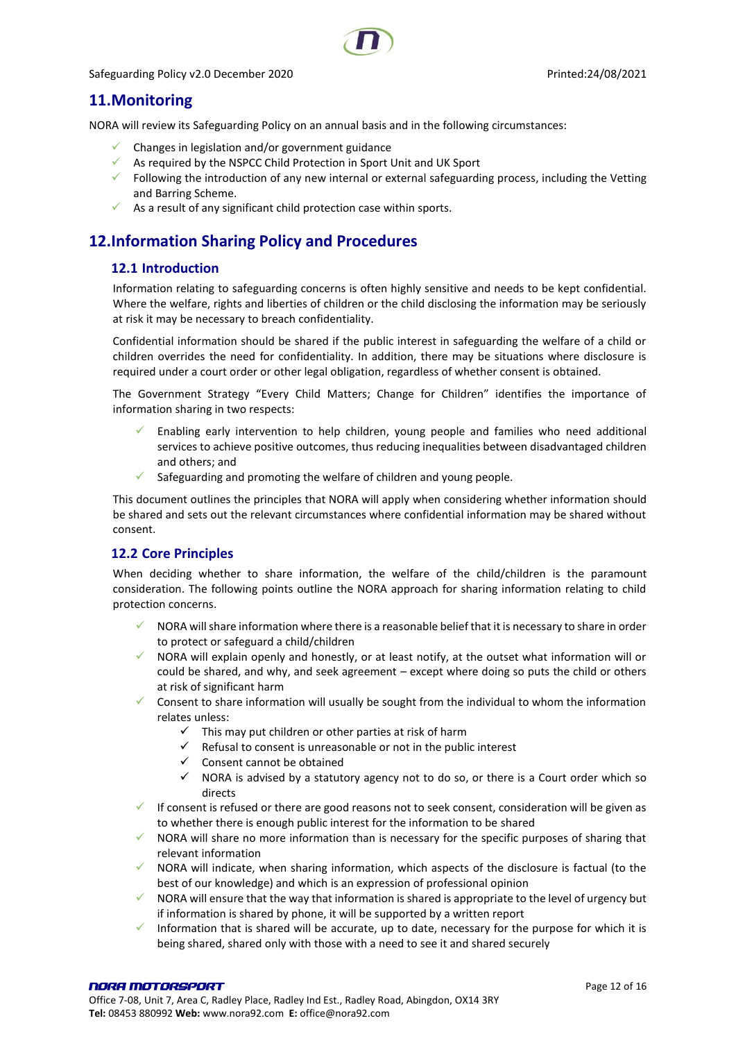## 11.Monitoring

NORA will review its Safeguarding Policy on an annual basis and in the following circumstances:

- Changes in legislation and/or government guidance
- As required by the NSPCC Child Protection in Sport Unit and UK Sport
- Following the introduction of any new internal or external safeguarding process, including the Vetting and Barring Scheme.
- As a result of any significant child protection case within sports.

## 12.Information Sharing Policy and Procedures

### 12.1 Introduction

Information relating to safeguarding concerns is often highly sensitive and needs to be kept confidential. Where the welfare, rights and liberties of children or the child disclosing the information may be seriously at risk it may be necessary to breach confidentiality.

Confidential information should be shared if the public interest in safeguarding the welfare of a child or children overrides the need for confidentiality. In addition, there may be situations where disclosure is required under a court order or other legal obligation, regardless of whether consent is obtained.

The Government Strategy "Every Child Matters; Change for Children" identifies the importance of information sharing in two respects:

- Enabling early intervention to help children, young people and families who need additional services to achieve positive outcomes, thus reducing inequalities between disadvantaged children and others; and
- Safeguarding and promoting the welfare of children and young people.

This document outlines the principles that NORA will apply when considering whether information should be shared and sets out the relevant circumstances where confidential information may be shared without consent.

### 12.2 Core Principles

When deciding whether to share information, the welfare of the child/children is the paramount consideration. The following points outline the NORA approach for sharing information relating to child protection concerns.

- NORA will share information where there is a reasonable belief that it is necessary to share in order to protect or safeguard a child/children
- NORA will explain openly and honestly, or at least notify, at the outset what information will or could be shared, and why, and seek agreement – except where doing so puts the child or others at risk of significant harm
- Consent to share information will usually be sought from the individual to whom the information relates unless:
  - This may put children or other parties at risk of harm
  - Refusal to consent is unreasonable or not in the public interest
  - Consent cannot be obtained
  - NORA is advised by a statutory agency not to do so, or there is a Court order which so directs
- If consent is refused or there are good reasons not to seek consent, consideration will be given as to whether there is enough public interest for the information to be shared
- NORA will share no more information than is necessary for the specific purposes of sharing that relevant information
- NORA will indicate, when sharing information, which aspects of the disclosure is factual (to the best of our knowledge) and which is an expression of professional opinion
- NORA will ensure that the way that information is shared is appropriate to the level of urgency but if information is shared by phone, it will be supported by a written report
- Information that is shared will be accurate, up to date, necessary for the purpose for which it is being shared, shared only with those with a need to see it and shared securely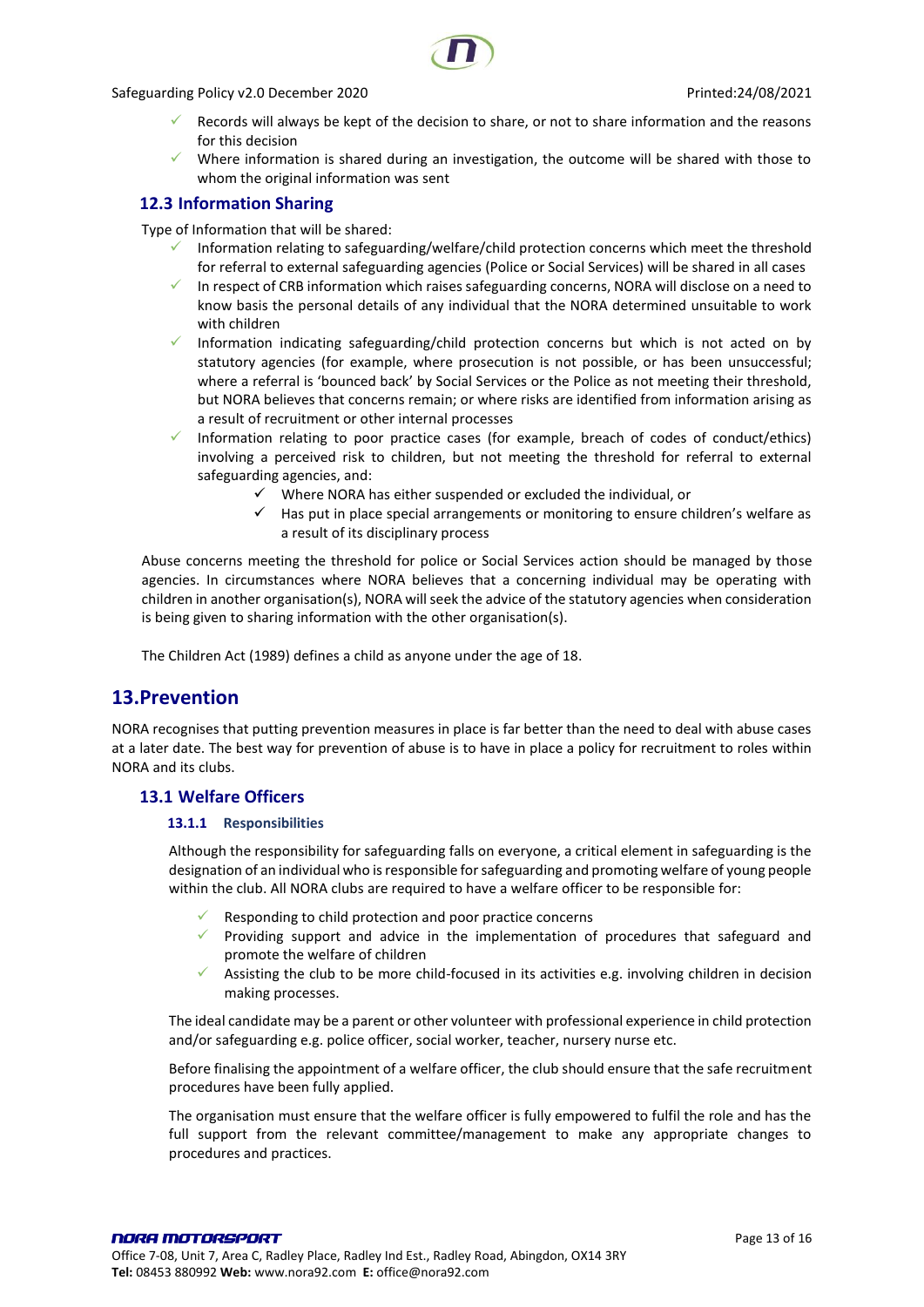- Records will always be kept of the decision to share, or not to share information and the reasons for this decision
- Where information is shared during an investigation, the outcome will be shared with those to whom the original information was sent

### 12.3 Information Sharing

Type of Information that will be shared:

- Information relating to safeguarding/welfare/child protection concerns which meet the threshold for referral to external safeguarding agencies (Police or Social Services) will be shared in all cases
- In respect of CRB information which raises safeguarding concerns, NORA will disclose on a need to know basis the personal details of any individual that the NORA determined unsuitable to work with children
- Information indicating safeguarding/child protection concerns but which is not acted on by statutory agencies (for example, where prosecution is not possible, or has been unsuccessful; where a referral is 'bounced back' by Social Services or the Police as not meeting their threshold, but NORA believes that concerns remain; or where risks are identified from information arising as a result of recruitment or other internal processes
- Information relating to poor practice cases (for example, breach of codes of conduct/ethics) involving a perceived risk to children, but not meeting the threshold for referral to external safeguarding agencies, and:
  - Where NORA has either suspended or excluded the individual, or
  - Has put in place special arrangements or monitoring to ensure children's welfare as a result of its disciplinary process

Abuse concerns meeting the threshold for police or Social Services action should be managed by those agencies. In circumstances where NORA believes that a concerning individual may be operating with children in another organisation(s), NORA will seek the advice of the statutory agencies when consideration is being given to sharing information with the other organisation(s).

The Children Act (1989) defines a child as anyone under the age of 18.

## 13.Prevention

NORA recognises that putting prevention measures in place is far better than the need to deal with abuse cases at a later date. The best way for prevention of abuse is to have in place a policy for recruitment to roles within NORA and its clubs.

### 13.1 Welfare Officers

#### 13.1.1 Responsibilities

Although the responsibility for safeguarding falls on everyone, a critical element in safeguarding is the designation of an individual who is responsible for safeguarding and promoting welfare of young people within the club. All NORA clubs are required to have a welfare officer to be responsible for:

- Responding to child protection and poor practice concerns
- Providing support and advice in the implementation of procedures that safeguard and promote the welfare of children
- Assisting the club to be more child-focused in its activities e.g. involving children in decision making processes.

The ideal candidate may be a parent or other volunteer with professional experience in child protection and/or safeguarding e.g. police officer, social worker, teacher, nursery nurse etc.

Before finalising the appointment of a welfare officer, the club should ensure that the safe recruitment procedures have been fully applied.

The organisation must ensure that the welfare officer is fully empowered to fulfil the role and has the full support from the relevant committee/management to make any appropriate changes to procedures and practices.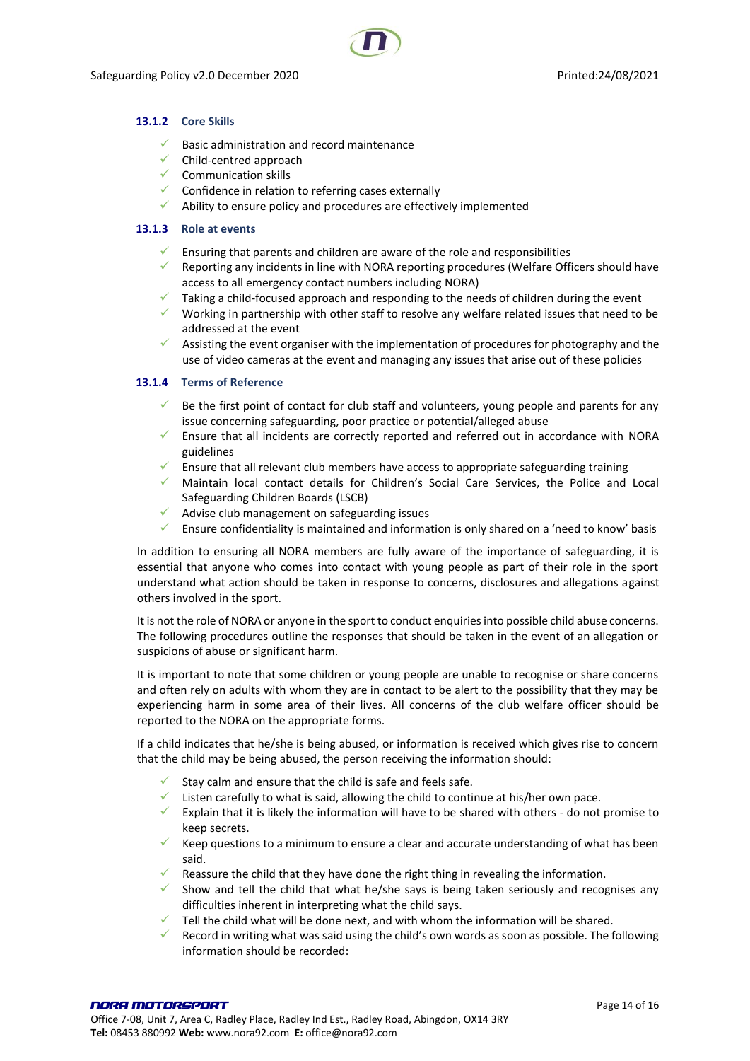#### 13.1.2 Core Skills

- Basic administration and record maintenance
- Child-centred approach
- Communication skills
- Confidence in relation to referring cases externally
- Ability to ensure policy and procedures are effectively implemented

#### 13.1.3 Role at events

- Ensuring that parents and children are aware of the role and responsibilities
- Reporting any incidents in line with NORA reporting procedures (Welfare Officers should have access to all emergency contact numbers including NORA)
- Taking a child-focused approach and responding to the needs of children during the event
- Working in partnership with other staff to resolve any welfare related issues that need to be addressed at the event
- Assisting the event organiser with the implementation of procedures for photography and the use of video cameras at the event and managing any issues that arise out of these policies

#### 13.1.4 Terms of Reference

- Be the first point of contact for club staff and volunteers, young people and parents for any issue concerning safeguarding, poor practice or potential/alleged abuse
- Ensure that all incidents are correctly reported and referred out in accordance with NORA guidelines
- Ensure that all relevant club members have access to appropriate safeguarding training
- Maintain local contact details for Children's Social Care Services, the Police and Local Safeguarding Children Boards (LSCB)
- Advise club management on safeguarding issues
- Ensure confidentiality is maintained and information is only shared on a 'need to know' basis

In addition to ensuring all NORA members are fully aware of the importance of safeguarding, it is essential that anyone who comes into contact with young people as part of their role in the sport understand what action should be taken in response to concerns, disclosures and allegations against others involved in the sport.

It is not the role of NORA or anyone in the sport to conduct enquiries into possible child abuse concerns. The following procedures outline the responses that should be taken in the event of an allegation or suspicions of abuse or significant harm.

It is important to note that some children or young people are unable to recognise or share concerns and often rely on adults with whom they are in contact to be alert to the possibility that they may be experiencing harm in some area of their lives. All concerns of the club welfare officer should be reported to the NORA on the appropriate forms.

If a child indicates that he/she is being abused, or information is received which gives rise to concern that the child may be being abused, the person receiving the information should:

- Stay calm and ensure that the child is safe and feels safe.
- Listen carefully to what is said, allowing the child to continue at his/her own pace.
- Explain that it is likely the information will have to be shared with others - do not promise to keep secrets.
- Keep questions to a minimum to ensure a clear and accurate understanding of what has been said.
- Reassure the child that they have done the right thing in revealing the information.
- Show and tell the child that what he/she says is being taken seriously and recognises any difficulties inherent in interpreting what the child says.
- Tell the child what will be done next, and with whom the information will be shared.
- Record in writing what was said using the child's own words as soon as possible. The following information should be recorded: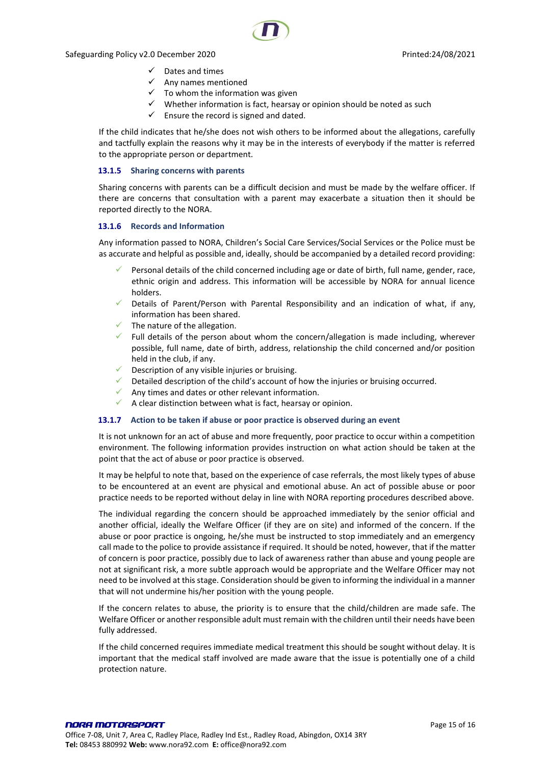- ✓ Dates and times
- ✓ Any names mentioned
- ✓ To whom the information was given
- ✓ Whether information is fact, hearsay or opinion should be noted as such
- ✓ Ensure the record is signed and dated.

If the child indicates that he/she does not wish others to be informed about the allegations, carefully and tactfully explain the reasons why it may be in the interests of everybody if the matter is referred to the appropriate person or department.

### 13.1.5 Sharing concerns with parents

Sharing concerns with parents can be a difficult decision and must be made by the welfare officer. If there are concerns that consultation with a parent may exacerbate a situation then it should be reported directly to the NORA.

### 13.1.6 Records and Information

Any information passed to NORA, Children's Social Care Services/Social Services or the Police must be as accurate and helpful as possible and, ideally, should be accompanied by a detailed record providing:

- ✓ Personal details of the child concerned including age or date of birth, full name, gender, race, ethnic origin and address. This information will be accessible by NORA for annual licence holders.
- ✓ Details of Parent/Person with Parental Responsibility and an indication of what, if any, information has been shared.
- ✓ The nature of the allegation.
- ✓ Full details of the person about whom the concern/allegation is made including, wherever possible, full name, date of birth, address, relationship the child concerned and/or position held in the club, if any.
- ✓ Description of any visible injuries or bruising.
- ✓ Detailed description of the child's account of how the injuries or bruising occurred.
- ✓ Any times and dates or other relevant information.
- ✓ A clear distinction between what is fact, hearsay or opinion.

### 13.1.7 Action to be taken if abuse or poor practice is observed during an event

It is not unknown for an act of abuse and more frequently, poor practice to occur within a competition environment. The following information provides instruction on what action should be taken at the point that the act of abuse or poor practice is observed.

It may be helpful to note that, based on the experience of case referrals, the most likely types of abuse to be encountered at an event are physical and emotional abuse. An act of possible abuse or poor practice needs to be reported without delay in line with NORA reporting procedures described above.

The individual regarding the concern should be approached immediately by the senior official and another official, ideally the Welfare Officer (if they are on site) and informed of the concern. If the abuse or poor practice is ongoing, he/she must be instructed to stop immediately and an emergency call made to the police to provide assistance if required. It should be noted, however, that if the matter of concern is poor practice, possibly due to lack of awareness rather than abuse and young people are not at significant risk, a more subtle approach would be appropriate and the Welfare Officer may not need to be involved at this stage. Consideration should be given to informing the individual in a manner that will not undermine his/her position with the young people.

If the concern relates to abuse, the priority is to ensure that the child/children are made safe. The Welfare Officer or another responsible adult must remain with the children until their needs have been fully addressed.

If the child concerned requires immediate medical treatment this should be sought without delay. It is important that the medical staff involved are made aware that the issue is potentially one of a child protection nature.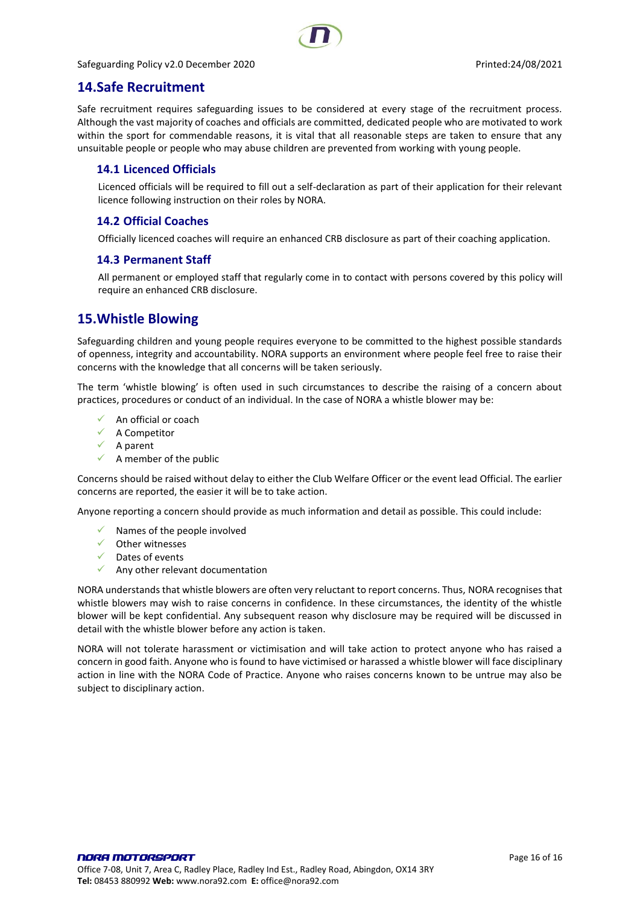## 14. Safe Recruitment

Safe recruitment requires safeguarding issues to be considered at every stage of the recruitment process. Although the vast majority of coaches and officials are committed, dedicated people who are motivated to work within the sport for commendable reasons, it is vital that all reasonable steps are taken to ensure that any unsuitable people or people who may abuse children are prevented from working with young people.

### 14.1 Licenced Officials

Licenced officials will be required to fill out a self-declaration as part of their application for their relevant licence following instruction on their roles by NORA.

### 14.2 Official Coaches

Officially licenced coaches will require an enhanced CRB disclosure as part of their coaching application.

### 14.3 Permanent Staff

All permanent or employed staff that regularly come in to contact with persons covered by this policy will require an enhanced CRB disclosure.

## 15. Whistle Blowing

Safeguarding children and young people requires everyone to be committed to the highest possible standards of openness, integrity and accountability. NORA supports an environment where people feel free to raise their concerns with the knowledge that all concerns will be taken seriously.

The term 'whistle blowing' is often used in such circumstances to describe the raising of a concern about practices, procedures or conduct of an individual. In the case of NORA a whistle blower may be:

- ✓ An official or coach
- ✓ A Competitor
- ✓ A parent
- ✓ A member of the public

Concerns should be raised without delay to either the Club Welfare Officer or the event lead Official. The earlier concerns are reported, the easier it will be to take action.

Anyone reporting a concern should provide as much information and detail as possible. This could include:

- ✓ Names of the people involved
- ✓ Other witnesses
- ✓ Dates of events
- ✓ Any other relevant documentation

NORA understands that whistle blowers are often very reluctant to report concerns. Thus, NORA recognises that whistle blowers may wish to raise concerns in confidence. In these circumstances, the identity of the whistle blower will be kept confidential. Any subsequent reason why disclosure may be required will be discussed in detail with the whistle blower before any action is taken.

NORA will not tolerate harassment or victimisation and will take action to protect anyone who has raised a concern in good faith. Anyone who is found to have victimised or harassed a whistle blower will face disciplinary action in line with the NORA Code of Practice. Anyone who raises concerns known to be untrue may also be subject to disciplinary action.